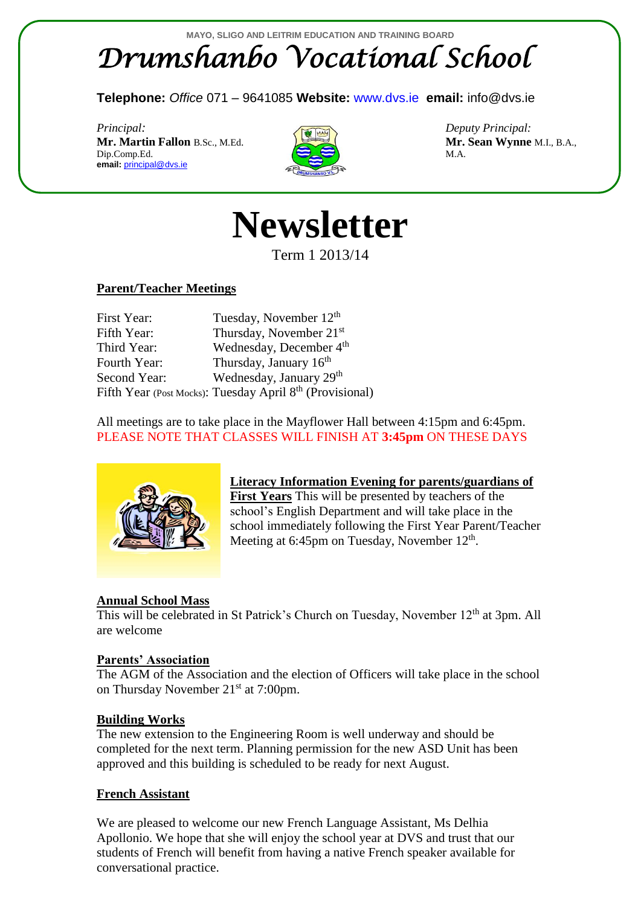MAYO, SLIGO AND LEITRIM EDUCATION AND TRAINING BOARD

# Drumshanbo Vocational School

**Telephone:** *Office* 071 – 9641085 **Website:** www.dvs.ie **email:** info@dvs.ie

*Principal:*
**Mr. Martin Fallon** B.Sc., M.Ed. Dip.Comp.Ed.
**email:** principal@dvs.ie

*Deputy Principal:*
**Mr. Sean Wynne** M.I., B.A., M.A.

# Newsletter

Term 1 2013/14

## Parent/Teacher Meetings

| | |
|---|---|
| First Year: | Tuesday, November 12th |
| Fifth Year: | Thursday, November 21st |
| Third Year: | Wednesday, December 4th |
| Fourth Year: | Thursday, January 16th |
| Second Year: | Wednesday, January 29th |
| Fifth Year (Post Mocks): | Tuesday April 8th (Provisional) |

All meetings are to take place in the Mayflower Hall between 4:15pm and 6:45pm.
PLEASE NOTE THAT CLASSES WILL FINISH AT **3:45pm** ON THESE DAYS

**Literacy Information Evening for parents/guardians of First Years** This will be presented by teachers of the school's English Department and will take place in the school immediately following the First Year Parent/Teacher Meeting at 6:45pm on Tuesday, November 12th.

## Annual School Mass

This will be celebrated in St Patrick's Church on Tuesday, November 12th at 3pm. All are welcome

## Parents' Association

The AGM of the Association and the election of Officers will take place in the school on Thursday November 21st at 7:00pm.

## Building Works

The new extension to the Engineering Room is well underway and should be completed for the next term. Planning permission for the new ASD Unit has been approved and this building is scheduled to be ready for next August.

## French Assistant

We are pleased to welcome our new French Language Assistant, Ms Delhia Apollonio. We hope that she will enjoy the school year at DVS and trust that our students of French will benefit from having a native French speaker available for conversational practice.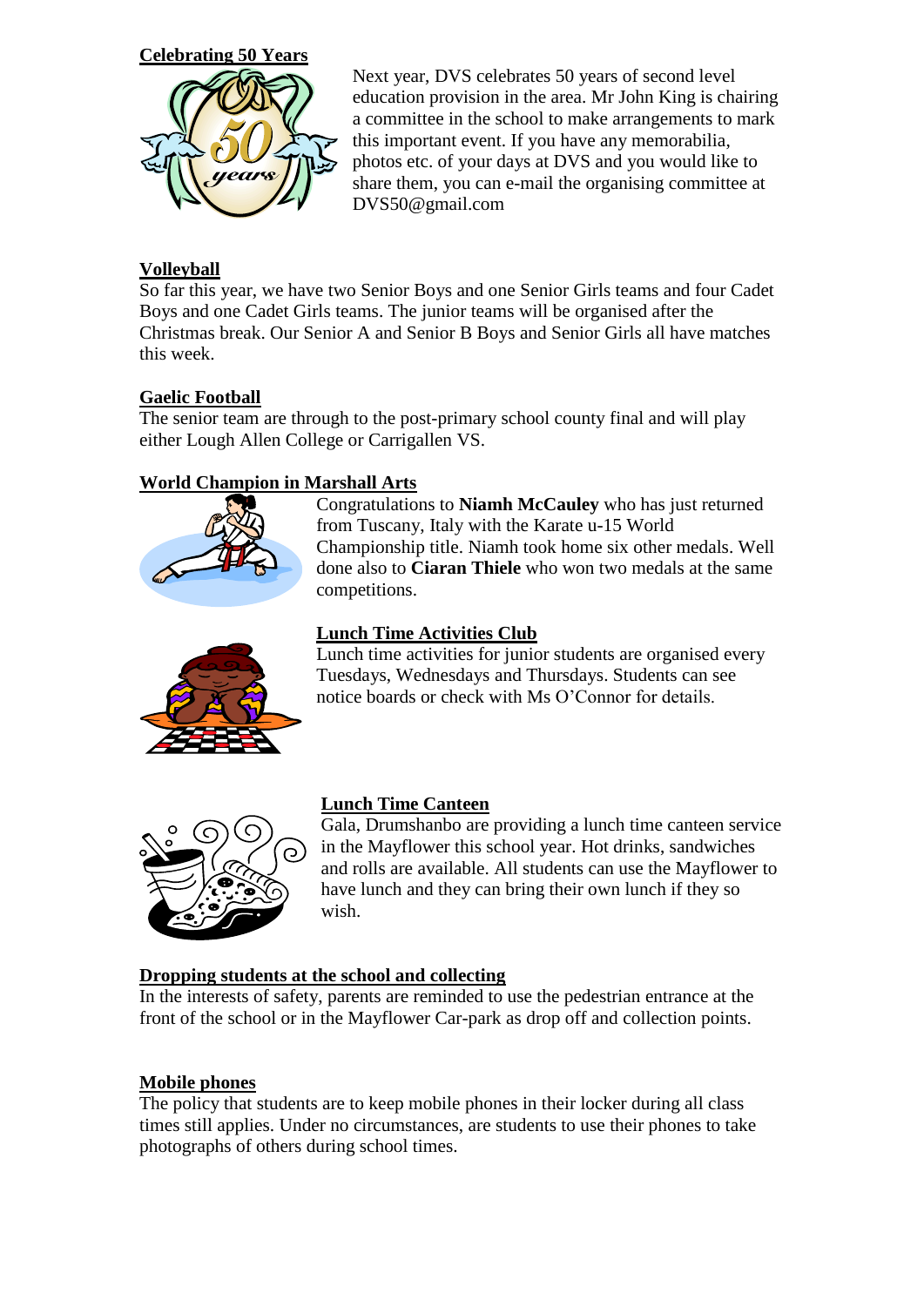## Celebrating 50 Years

Next year, DVS celebrates 50 years of second level education provision in the area. Mr John King is chairing a committee in the school to make arrangements to mark this important event. If you have any memorabilia, photos etc. of your days at DVS and you would like to share them, you can e-mail the organising committee at DVS50@gmail.com

## Volleyball

So far this year, we have two Senior Boys and one Senior Girls teams and four Cadet Boys and one Cadet Girls teams. The junior teams will be organised after the Christmas break. Our Senior A and Senior B Boys and Senior Girls all have matches this week.

## Gaelic Football

The senior team are through to the post-primary school county final and will play either Lough Allen College or Carrigallen VS.

## World Champion in Marshall Arts

Congratulations to **Niamh McCauley** who has just returned from Tuscany, Italy with the Karate u-15 World Championship title. Niamh took home six other medals. Well done also to **Ciaran Thiele** who won two medals at the same competitions.

## Lunch Time Activities Club

Lunch time activities for junior students are organised every Tuesdays, Wednesdays and Thursdays. Students can see notice boards or check with Ms O'Connor for details.

## Lunch Time Canteen

Gala, Drumshanbo are providing a lunch time canteen service in the Mayflower this school year. Hot drinks, sandwiches and rolls are available. All students can use the Mayflower to have lunch and they can bring their own lunch if they so wish.

## Dropping students at the school and collecting

In the interests of safety, parents are reminded to use the pedestrian entrance at the front of the school or in the Mayflower Car-park as drop off and collection points.

## Mobile phones

The policy that students are to keep mobile phones in their locker during all class times still applies. Under no circumstances, are students to use their phones to take photographs of others during school times.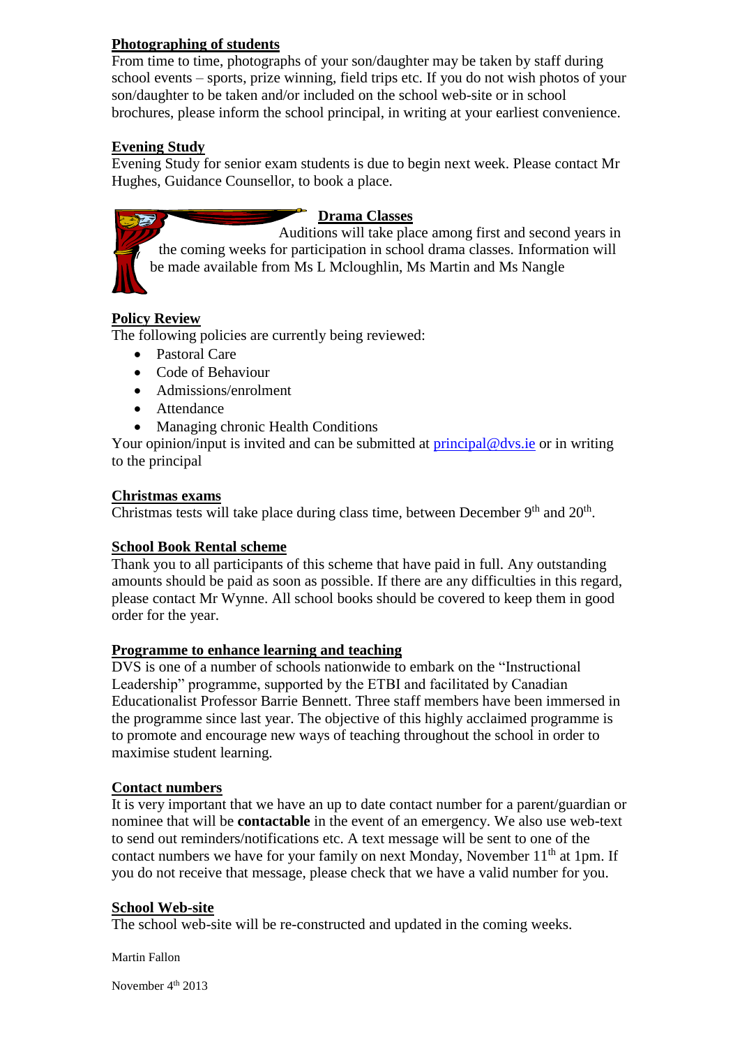**Photographing of students**

From time to time, photographs of your son/daughter may be taken by staff during school events – sports, prize winning, field trips etc. If you do not wish photos of your son/daughter to be taken and/or included on the school web-site or in school brochures, please inform the school principal, in writing at your earliest convenience.

**Evening Study**

Evening Study for senior exam students is due to begin next week. Please contact Mr Hughes, Guidance Counsellor, to book a place.

**Drama Classes**

Auditions will take place among first and second years in the coming weeks for participation in school drama classes. Information will be made available from Ms L Mcloughlin, Ms Martin and Ms Nangle

**Policy Review**

The following policies are currently being reviewed:

- Pastoral Care
- Code of Behaviour
- Admissions/enrolment
- Attendance
- Managing chronic Health Conditions

Your opinion/input is invited and can be submitted at principal@dvs.ie or in writing to the principal

**Christmas exams**

Christmas tests will take place during class time, between December 9th and 20th.

**School Book Rental scheme**

Thank you to all participants of this scheme that have paid in full. Any outstanding amounts should be paid as soon as possible. If there are any difficulties in this regard, please contact Mr Wynne. All school books should be covered to keep them in good order for the year.

**Programme to enhance learning and teaching**

DVS is one of a number of schools nationwide to embark on the "Instructional Leadership" programme, supported by the ETBI and facilitated by Canadian Educationalist Professor Barrie Bennett. Three staff members have been immersed in the programme since last year. The objective of this highly acclaimed programme is to promote and encourage new ways of teaching throughout the school in order to maximise student learning.

**Contact numbers**

It is very important that we have an up to date contact number for a parent/guardian or nominee that will be **contactable** in the event of an emergency. We also use web-text to send out reminders/notifications etc. A text message will be sent to one of the contact numbers we have for your family on next Monday, November 11th at 1pm. If you do not receive that message, please check that we have a valid number for you.

**School Web-site**

The school web-site will be re-constructed and updated in the coming weeks.

Martin Fallon

November 4th 2013